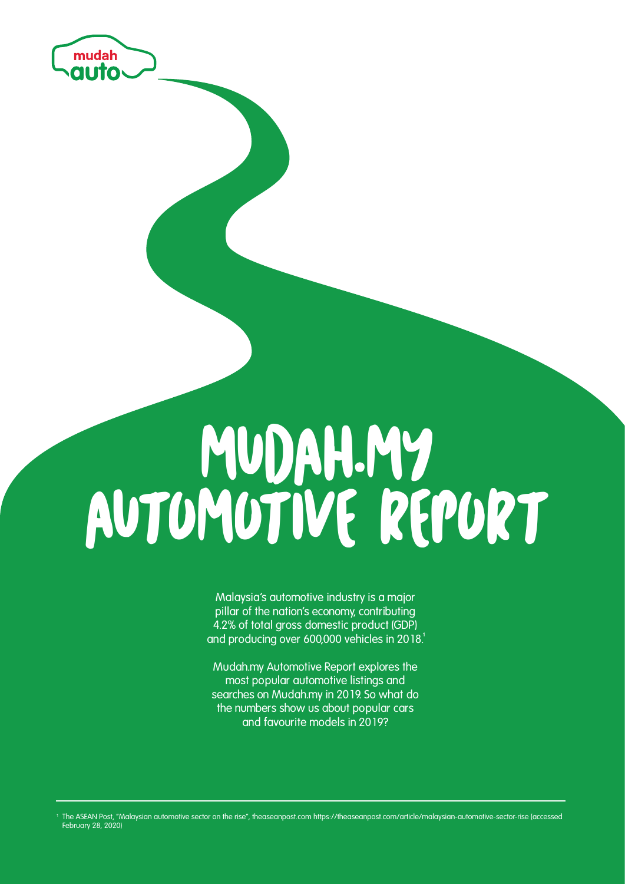mudah auto

# MUDAH.MY AUTOMOTIVE REPORT

Malaysia's automotive industry is a major pillar of the nation's economy, contributing 4.2% of total gross domestic product (GDP) and producing over 600,000 vehicles in 2018.[1]

Mudah.my Automotive Report explores the most popular automotive listings and searches on Mudah.my in 2019. So what do the numbers show us about popular cars and favourite models in 2019?

[1] The ASEAN Post, "Malaysian automotive sector on the rise", theaseanpost.com https://theaseanpost.com/article/malaysian-automotive-sector-rise (accessed February 28, 2020)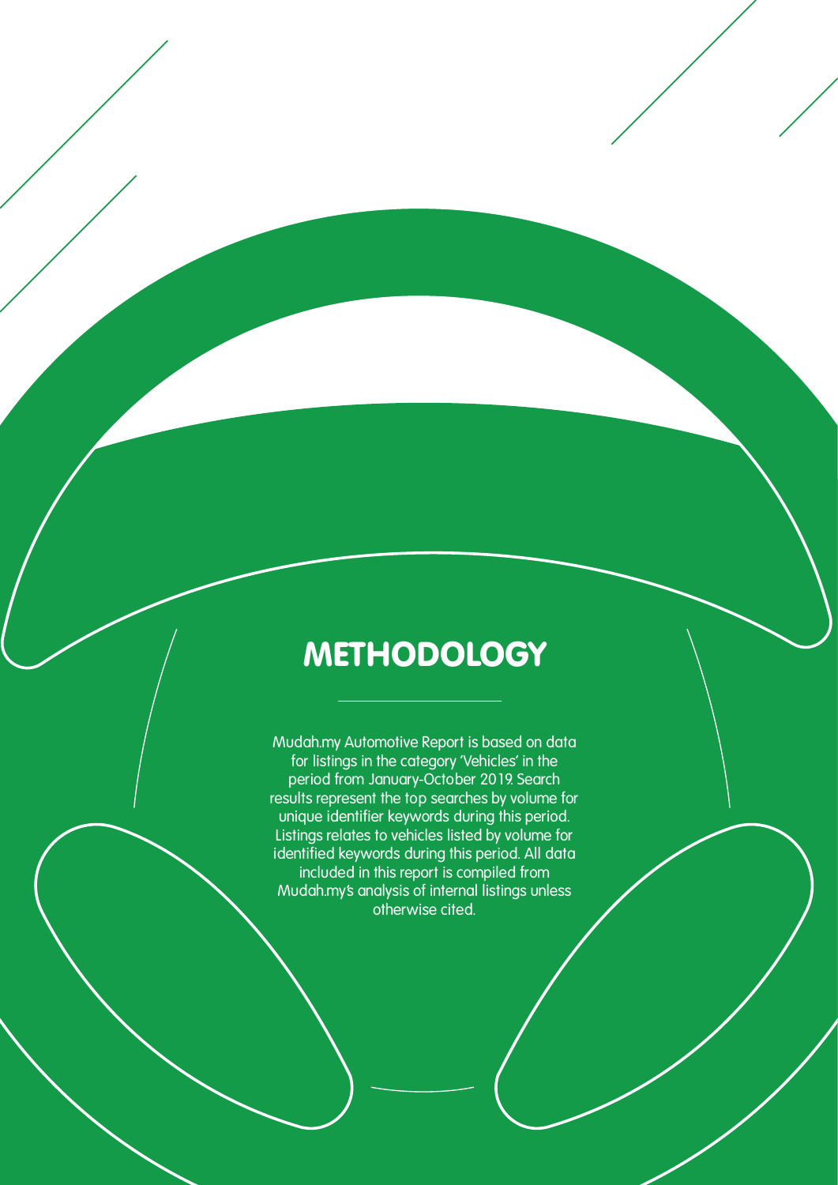# METHODOLOGY

Mudah.my Automotive Report is based on data for listings in the category 'Vehicles' in the period from January-October 2019. Search results represent the top searches by volume for unique identifier keywords during this period. Listings relates to vehicles listed by volume for identified keywords during this period. All data included in this report is compiled from Mudah.my's analysis of internal listings unless otherwise cited.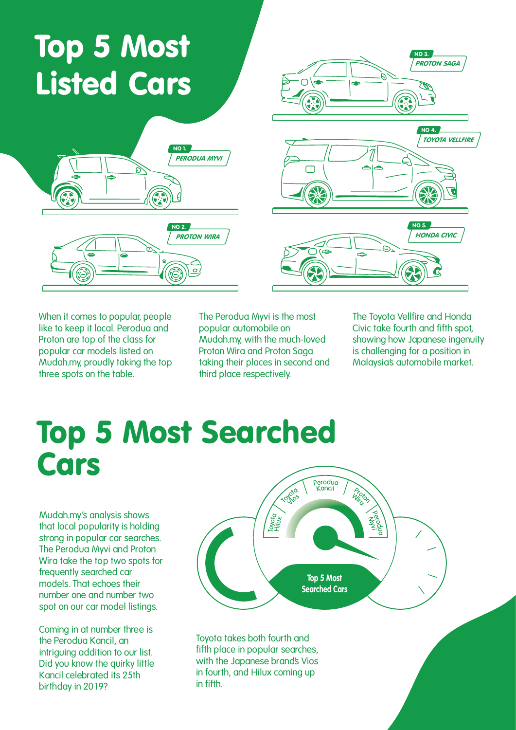# Top 5 Most Listed Cars

NO 1. PERODUA MYVI

NO 2. PROTON WIRA

NO 3. PROTON SAGA

NO 4. TOYOTA VELLFIRE

NO 5. HONDA CIVIC

When it comes to popular, people like to keep it local. Perodua and Proton are top of the class for popular car models listed on Mudah.my, proudly taking the top three spots on the table.

The Perodua Myvi is the most popular automobile on Mudah.my, with the much-loved Proton Wira and Proton Saga taking their places in second and third place respectively.

The Toyota Vellfire and Honda Civic take fourth and fifth spot, showing how Japanese ingenuity is challenging for a position in Malaysia's automobile market.

# Top 5 Most Searched Cars

Mudah.my's analysis shows that local popularity is holding strong in popular car searches. The Perodua Myvi and Proton Wira take the top two spots for frequently searched car models. That echoes their number one and number two spot on our car model listings.

Coming in at number three is the Perodua Kancil, an intriguing addition to our list. Did you know the quirky little Kancil celebrated its 25th birthday in 2019?

Toyota Hilux, Toyota Vios, Perodua Kancil, Proton Wira, Perodua Myvi

**Top 5 Most Searched Cars**

Toyota takes both fourth and fifth place in popular searches, with the Japanese brand's Vios in fourth, and Hilux coming up in fifth.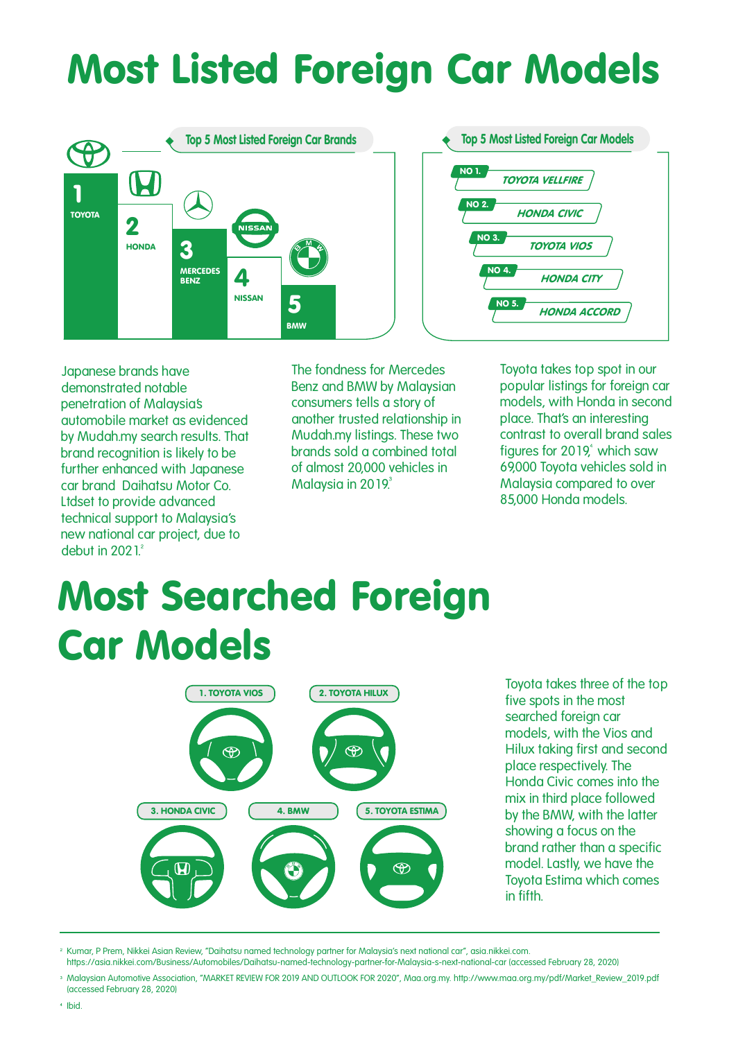# Most Listed Foreign Car Models

**Top 5 Most Listed Foreign Car Brands**

1. TOYOTA
2. HONDA
3. MERCEDES BENZ
4. NISSAN
5. BMW

**Top 5 Most Listed Foreign Car Models**

- NO 1. TOYOTA VELLFIRE
- NO 2. HONDA CIVIC
- NO 3. TOYOTA VIOS
- NO 4. HONDA CITY
- NO 5. HONDA ACCORD

Japanese brands have demonstrated notable penetration of Malaysia's automobile market as evidenced by Mudah.my search results. That brand recognition is likely to be further enhanced with Japanese car brand Daihatsu Motor Co. Ltdset to provide advanced technical support to Malaysia's new national car project, due to debut in 2021.[2]

The fondness for Mercedes Benz and BMW by Malaysian consumers tells a story of another trusted relationship in Mudah.my listings. These two brands sold a combined total of almost 20,000 vehicles in Malaysia in 2019.[3]

Toyota takes top spot in our popular listings for foreign car models, with Honda in second place. That's an interesting contrast to overall brand sales figures for 2019,[4] which saw 69,000 Toyota vehicles sold in Malaysia compared to over 85,000 Honda models.

# Most Searched Foreign Car Models

1. TOYOTA VIOS
2. TOYOTA HILUX
3. HONDA CIVIC
4. BMW
5. TOYOTA ESTIMA

Toyota takes three of the top five spots in the most searched foreign car models, with the Vios and Hilux taking first and second place respectively. The Honda Civic comes into the mix in third place followed by the BMW, with the latter showing a focus on the brand rather than a specific model. Lastly, we have the Toyota Estima which comes in fifth.

---

[2] Kumar, P Prem, Nikkei Asian Review, "Daihatsu named technology partner for Malaysia's next national car", asia.nikkei.com. https://asia.nikkei.com/Business/Automobiles/Daihatsu-named-technology-partner-for-Malaysia-s-next-national-car (accessed February 28, 2020)

[3] Malaysian Automotive Association, "MARKET REVIEW FOR 2019 AND OUTLOOK FOR 2020", Maa.org.my. http://www.maa.org.my/pdf/Market_Review_2019.pdf (accessed February 28, 2020)

[4] Ibid.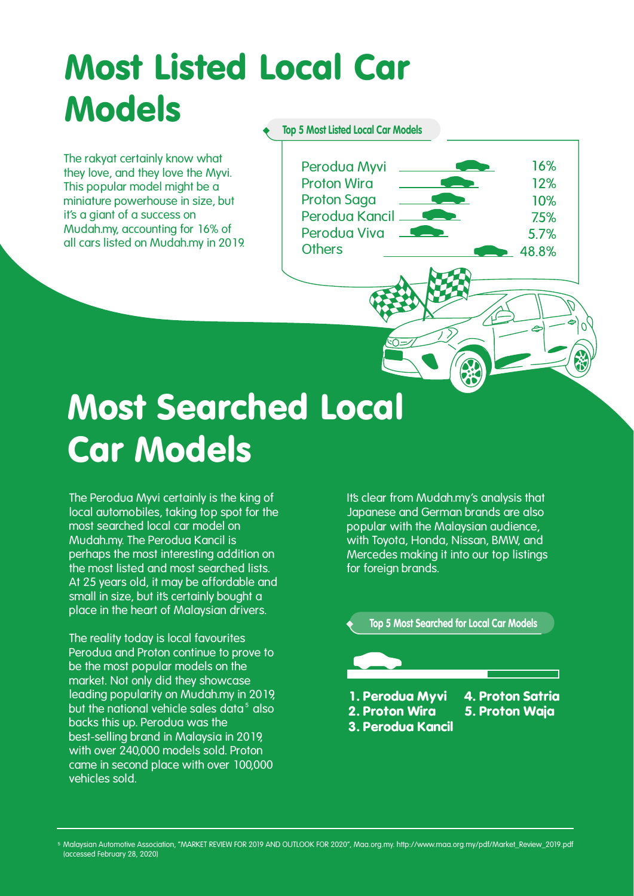# Most Listed Local Car Models

The rakyat certainly know what they love, and they love the Myvi. This popular model might be a miniature powerhouse in size, but it's a giant of a success on Mudah.my, accounting for 16% of all cars listed on Mudah.my in 2019.

**Top 5 Most Listed Local Car Models**

Perodua Myvi 16%
Proton Wira 12%
Proton Saga 10%
Perodua Kancil 7.5%
Perodua Viva 5.7%
Others 48.8%

# Most Searched Local Car Models

The Perodua Myvi certainly is the king of local automobiles, taking top spot for the most searched local car model on Mudah.my. The Perodua Kancil is perhaps the most interesting addition on the most listed and most searched lists. At 25 years old, it may be affordable and small in size, but it's certainly bought a place in the heart of Malaysian drivers.

The reality today is local favourites Perodua and Proton continue to prove to be the most popular models on the market. Not only did they showcase leading popularity on Mudah.my in 2019, but the national vehicle sales data[5] also backs this up. Perodua was the best-selling brand in Malaysia in 2019, with over 240,000 models sold. Proton came in second place with over 100,000 vehicles sold.

It's clear from Mudah.my's analysis that Japanese and German brands are also popular with the Malaysian audience, with Toyota, Honda, Nissan, BMW, and Mercedes making it into our top listings for foreign brands.

**Top 5 Most Searched for Local Car Models**

1. **Perodua Myvi**
2. **Proton Wira**
3. **Perodua Kancil**
4. **Proton Satria**
5. **Proton Waja**

---

[5] Malaysian Automotive Association, "MARKET REVIEW FOR 2019 AND OUTLOOK FOR 2020", Maa.org.my. http://www.maa.org.my/pdf/Market_Review_2019.pdf (accessed February 28, 2020)